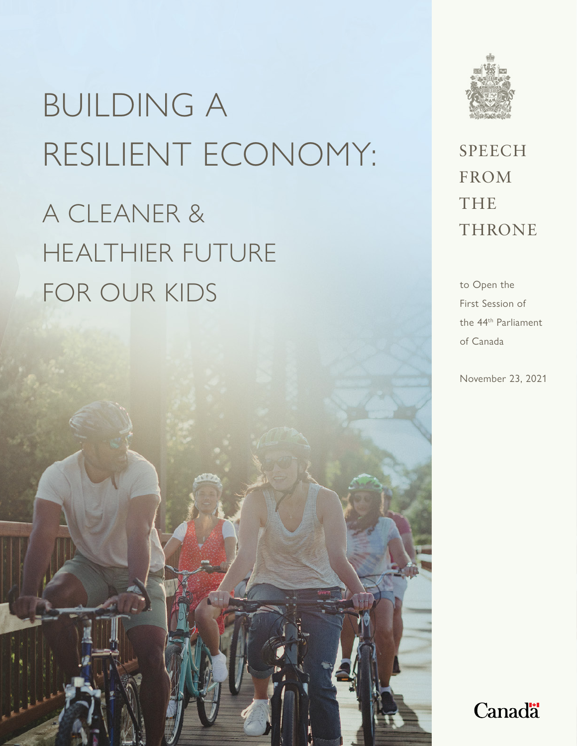# BUILDING A RESILIENT ECONOMY:

## A CLEANER & HEALTHIER FUTURE FOR OUR KIDS

SPEECH FROM THE THRONE

to Open the First Session of the 44th Parliament of Canada

November 23, 2021

Canada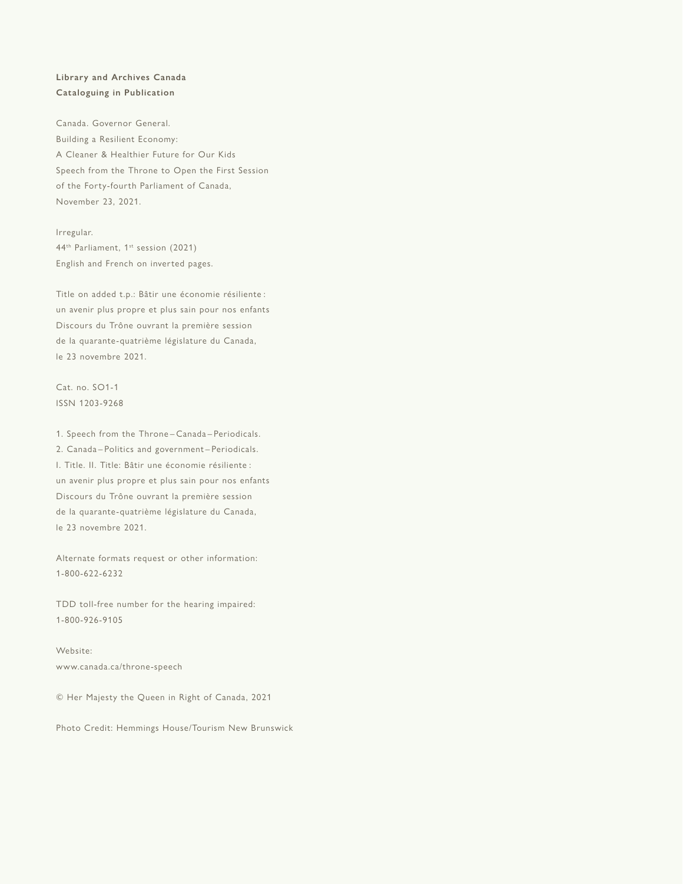**Library and Archives Canada**
**Cataloguing in Publication**

Canada. Governor General.
Building a Resilient Economy:
A Cleaner & Healthier Future for Our Kids
Speech from the Throne to Open the First Session
of the Forty-fourth Parliament of Canada,
November 23, 2021.

Irregular.
44th Parliament, 1st session (2021)
English and French on inverted pages.

Title on added t.p.: Bâtir une économie résiliente :
un avenir plus propre et plus sain pour nos enfants
Discours du Trône ouvrant la première session
de la quarante-quatrième législature du Canada,
le 23 novembre 2021.

Cat. no. SO1-1
ISSN 1203-9268

1. Speech from the Throne – Canada – Periodicals.
2. Canada – Politics and government – Periodicals.
I. Title. II. Title: Bâtir une économie résiliente :
un avenir plus propre et plus sain pour nos enfants
Discours du Trône ouvrant la première session
de la quarante-quatrième législature du Canada,
le 23 novembre 2021.

Alternate formats request or other information:
1-800-622-6232

TDD toll-free number for the hearing impaired:
1-800-926-9105

Website:
www.canada.ca/throne-speech

© Her Majesty the Queen in Right of Canada, 2021

Photo Credit: Hemmings House/Tourism New Brunswick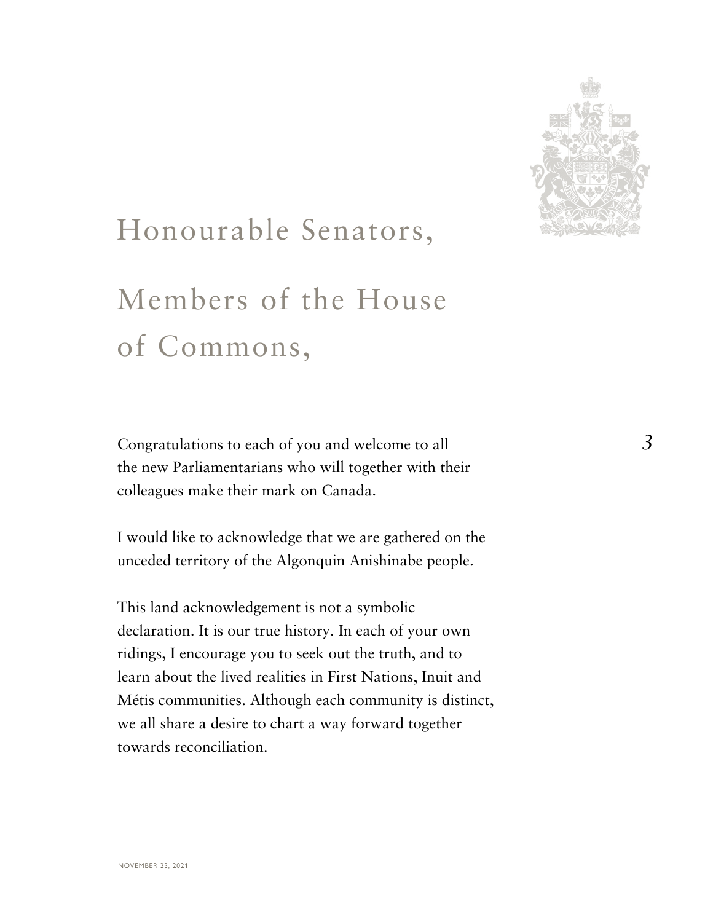# Honourable Senators,

# Members of the House of Commons,

Congratulations to each of you and welcome to all the new Parliamentarians who will together with their colleagues make their mark on Canada.

I would like to acknowledge that we are gathered on the unceded territory of the Algonquin Anishinabe people.

This land acknowledgement is not a symbolic declaration. It is our true history. In each of your own ridings, I encourage you to seek out the truth, and to learn about the lived realities in First Nations, Inuit and Métis communities. Although each community is distinct, we all share a desire to chart a way forward together towards reconciliation.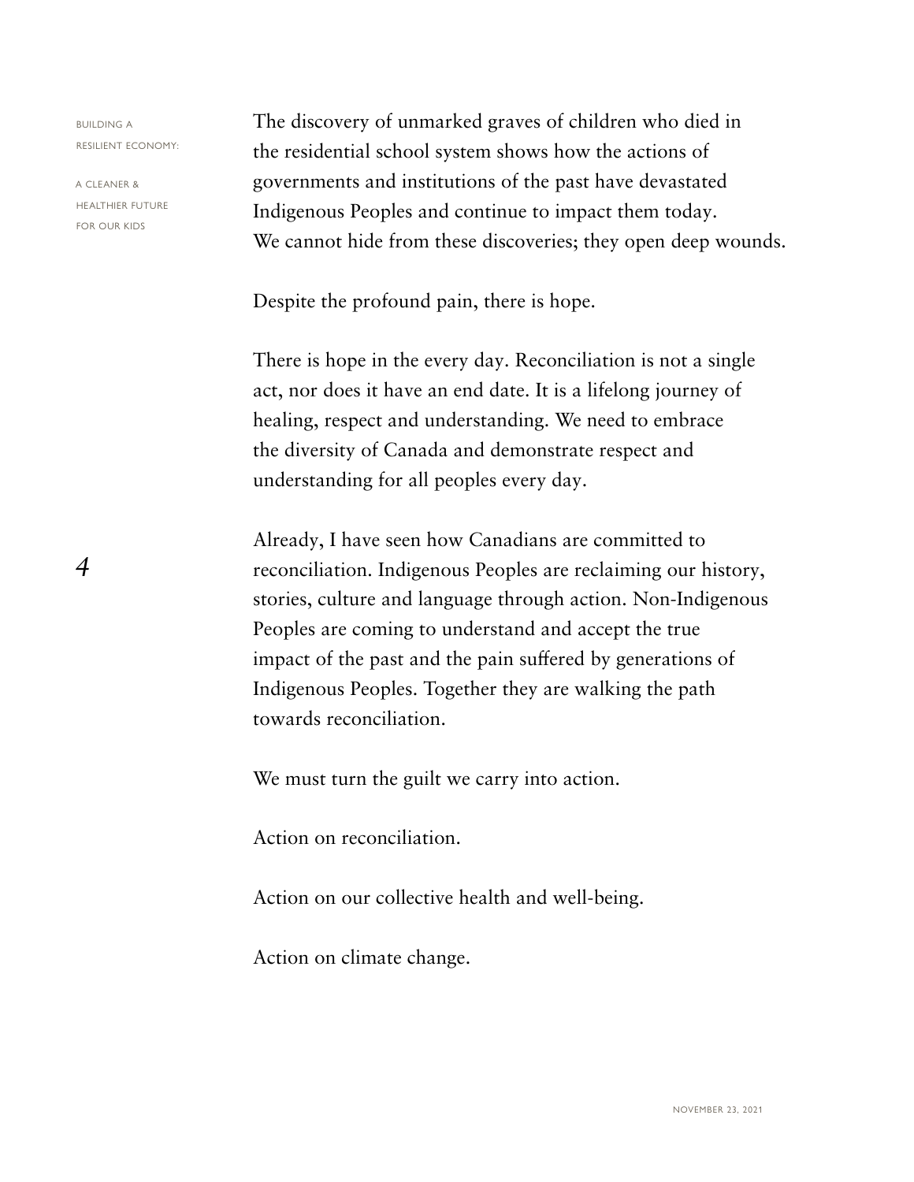The discovery of unmarked graves of children who died in the residential school system shows how the actions of governments and institutions of the past have devastated Indigenous Peoples and continue to impact them today. We cannot hide from these discoveries; they open deep wounds.

Despite the profound pain, there is hope.

There is hope in the every day. Reconciliation is not a single act, nor does it have an end date. It is a lifelong journey of healing, respect and understanding. We need to embrace the diversity of Canada and demonstrate respect and understanding for all peoples every day.

Already, I have seen how Canadians are committed to reconciliation. Indigenous Peoples are reclaiming our history, stories, culture and language through action. Non-Indigenous Peoples are coming to understand and accept the true impact of the past and the pain suffered by generations of Indigenous Peoples. Together they are walking the path towards reconciliation.

We must turn the guilt we carry into action.

Action on reconciliation.

Action on our collective health and well-being.

Action on climate change.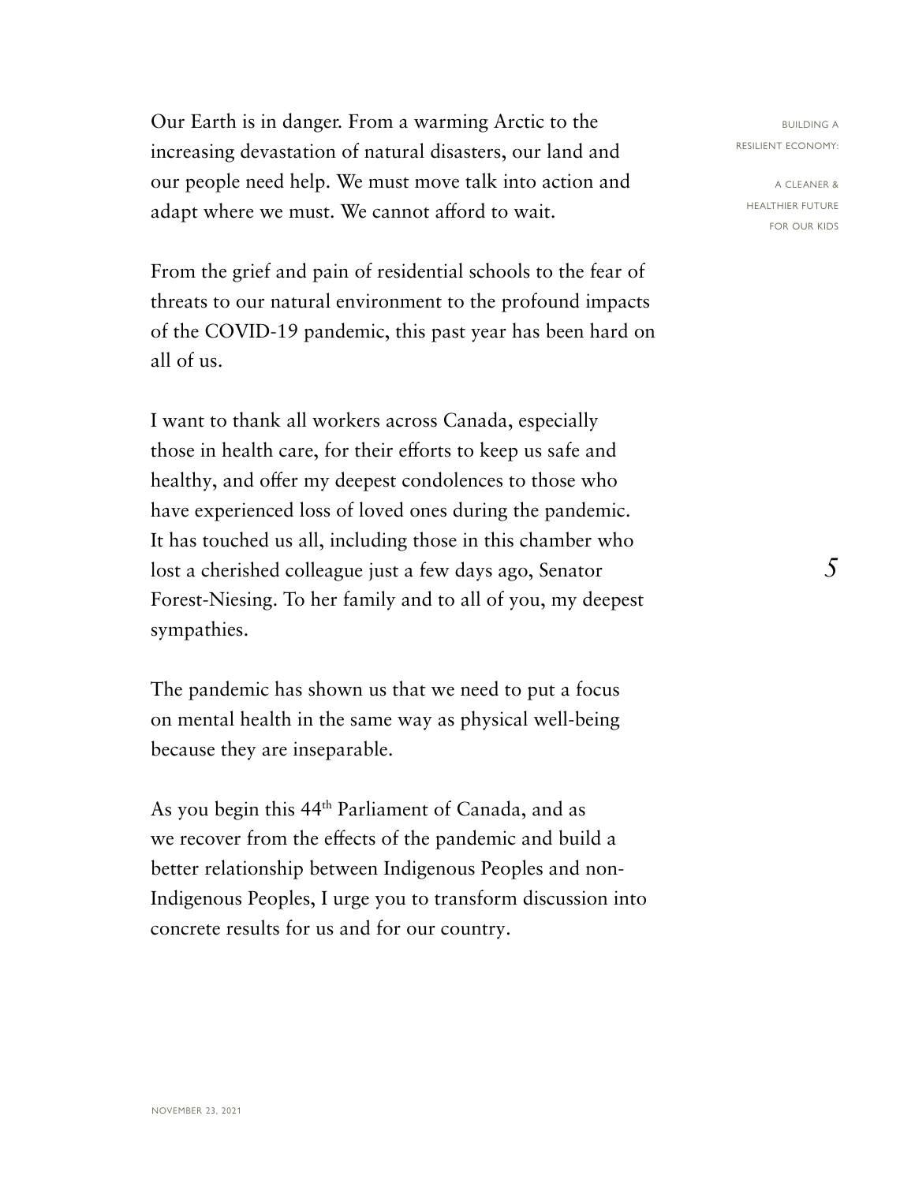Our Earth is in danger. From a warming Arctic to the increasing devastation of natural disasters, our land and our people need help. We must move talk into action and adapt where we must. We cannot afford to wait.

From the grief and pain of residential schools to the fear of threats to our natural environment to the profound impacts of the COVID-19 pandemic, this past year has been hard on all of us.

I want to thank all workers across Canada, especially those in health care, for their efforts to keep us safe and healthy, and offer my deepest condolences to those who have experienced loss of loved ones during the pandemic. It has touched us all, including those in this chamber who lost a cherished colleague just a few days ago, Senator Forest-Niesing. To her family and to all of you, my deepest sympathies.

The pandemic has shown us that we need to put a focus on mental health in the same way as physical well-being because they are inseparable.

As you begin this 44th Parliament of Canada, and as we recover from the effects of the pandemic and build a better relationship between Indigenous Peoples and non-Indigenous Peoples, I urge you to transform discussion into concrete results for us and for our country.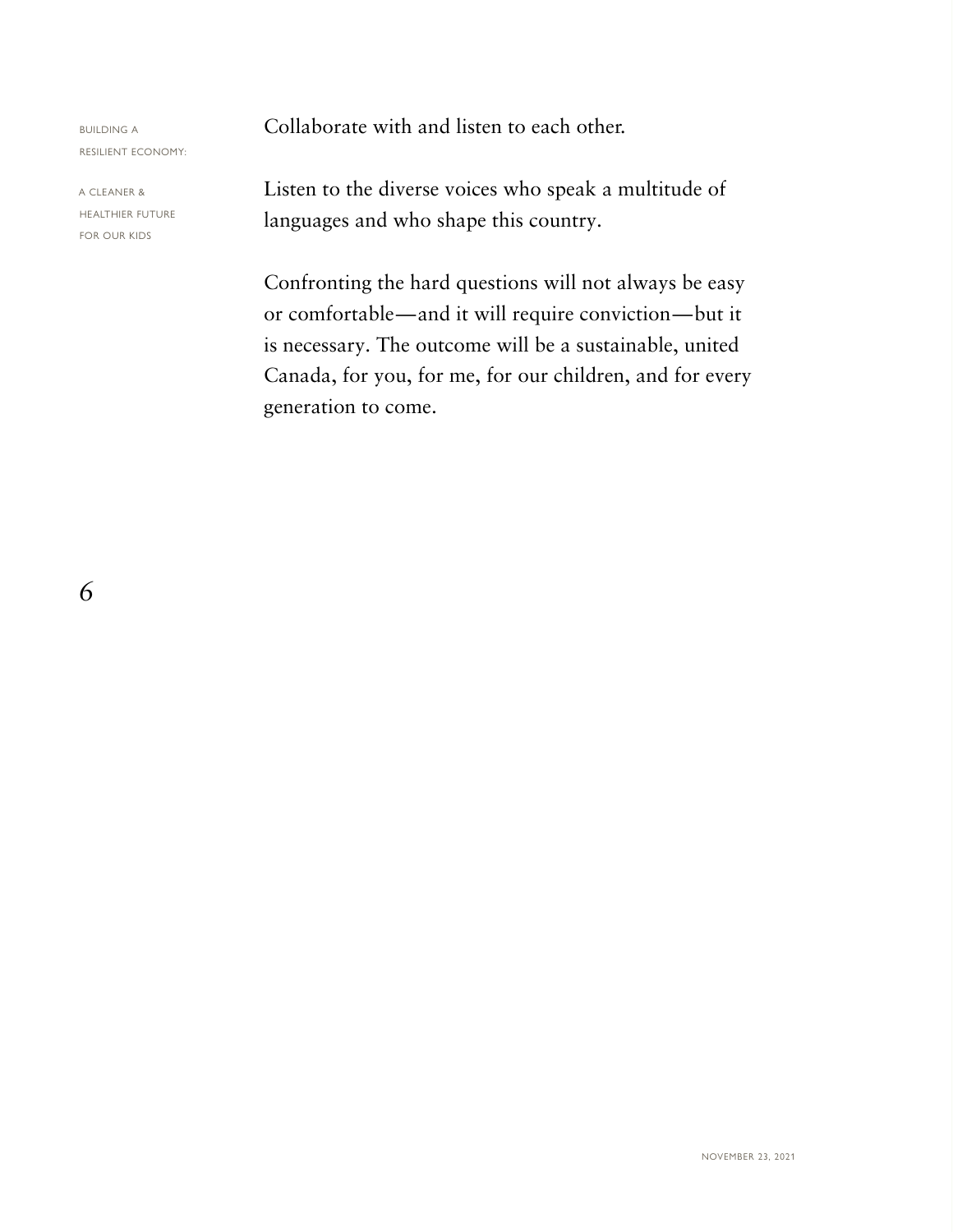Collaborate with and listen to each other.

Listen to the diverse voices who speak a multitude of languages and who shape this country.

Confronting the hard questions will not always be easy or comfortable—and it will require conviction—but it is necessary. The outcome will be a sustainable, united Canada, for you, for me, for our children, and for every generation to come.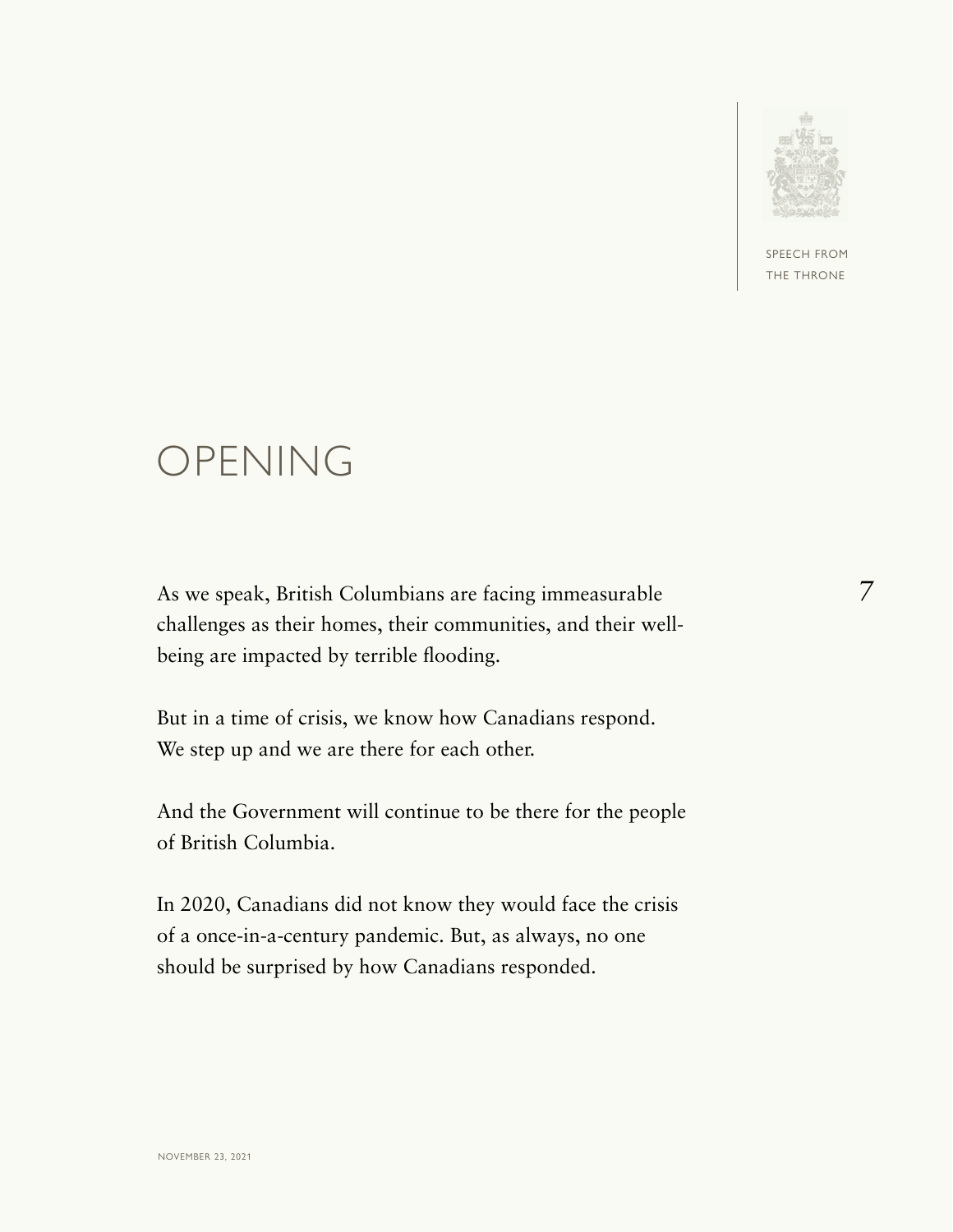# OPENING

As we speak, British Columbians are facing immeasurable challenges as their homes, their communities, and their well-being are impacted by terrible flooding.

But in a time of crisis, we know how Canadians respond. We step up and we are there for each other.

And the Government will continue to be there for the people of British Columbia.

In 2020, Canadians did not know they would face the crisis of a once-in-a-century pandemic. But, as always, no one should be surprised by how Canadians responded.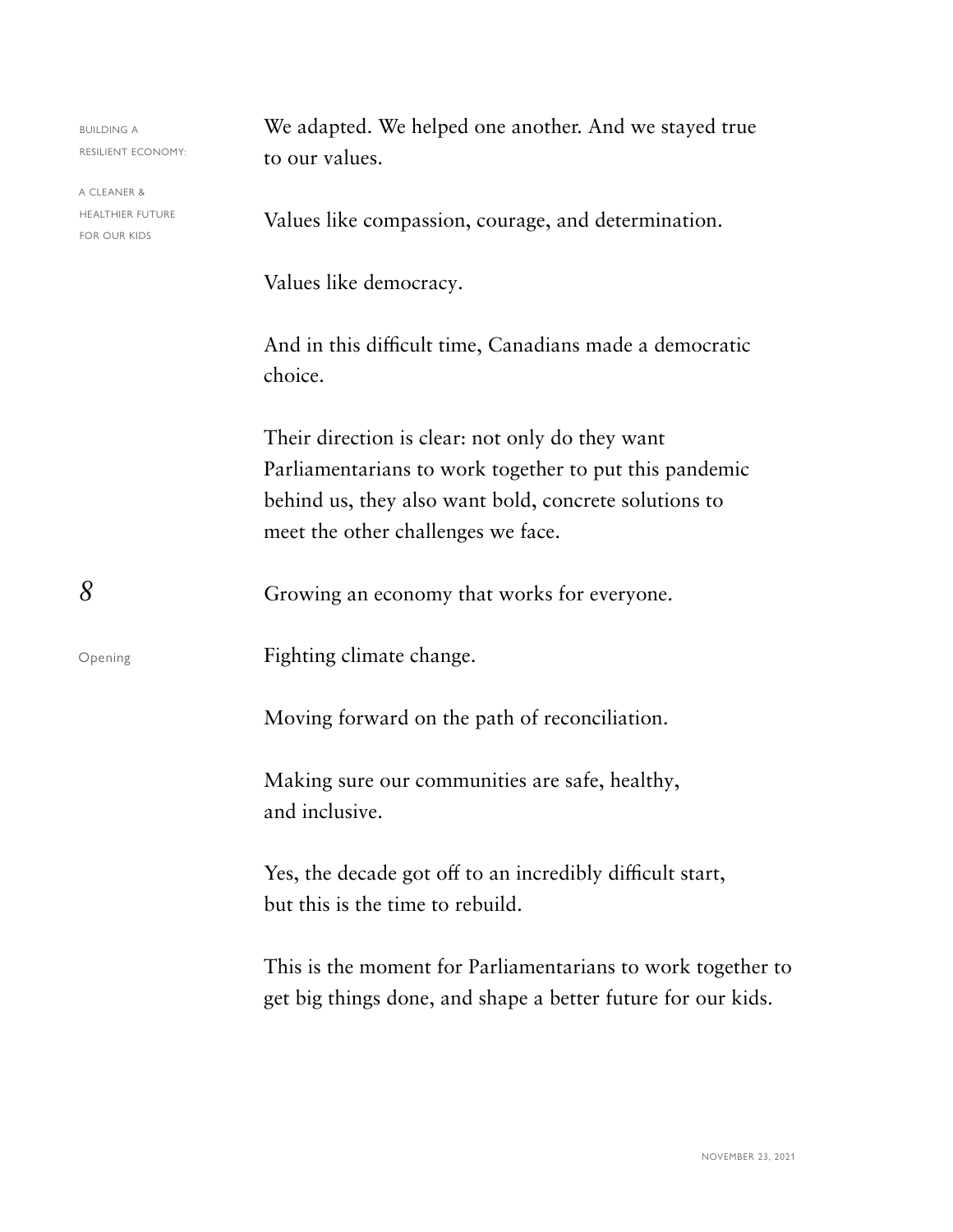We adapted. We helped one another. And we stayed true to our values.

Values like compassion, courage, and determination.

Values like democracy.

And in this difficult time, Canadians made a democratic choice.

Their direction is clear: not only do they want Parliamentarians to work together to put this pandemic behind us, they also want bold, concrete solutions to meet the other challenges we face.

Growing an economy that works for everyone.

Fighting climate change.

Moving forward on the path of reconciliation.

Making sure our communities are safe, healthy, and inclusive.

Yes, the decade got off to an incredibly difficult start, but this is the time to rebuild.

This is the moment for Parliamentarians to work together to get big things done, and shape a better future for our kids.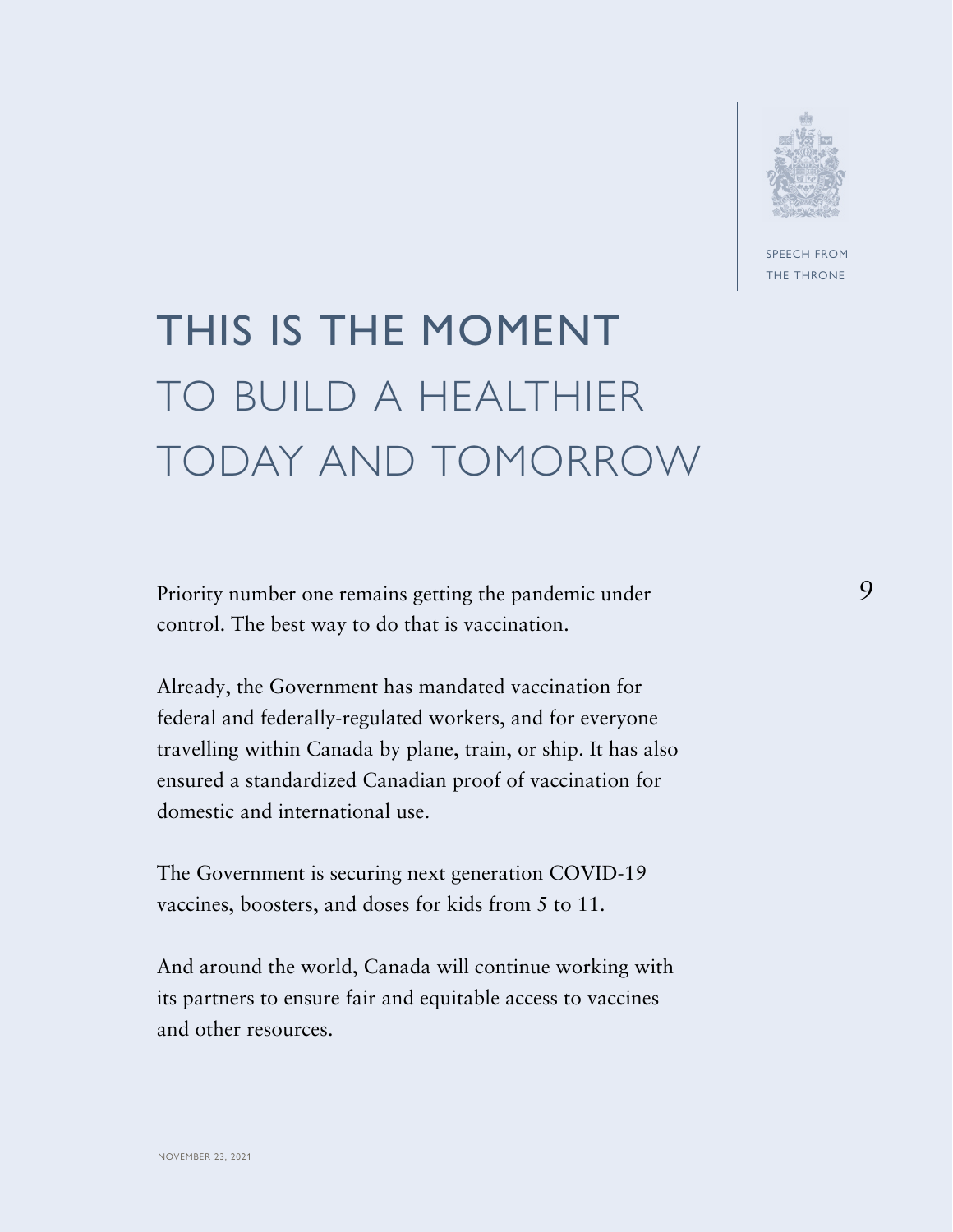# THIS IS THE MOMENT TO BUILD A HEALTHIER TODAY AND TOMORROW

Priority number one remains getting the pandemic under control. The best way to do that is vaccination.

Already, the Government has mandated vaccination for federal and federally-regulated workers, and for everyone travelling within Canada by plane, train, or ship. It has also ensured a standardized Canadian proof of vaccination for domestic and international use.

The Government is securing next generation COVID-19 vaccines, boosters, and doses for kids from 5 to 11.

And around the world, Canada will continue working with its partners to ensure fair and equitable access to vaccines and other resources.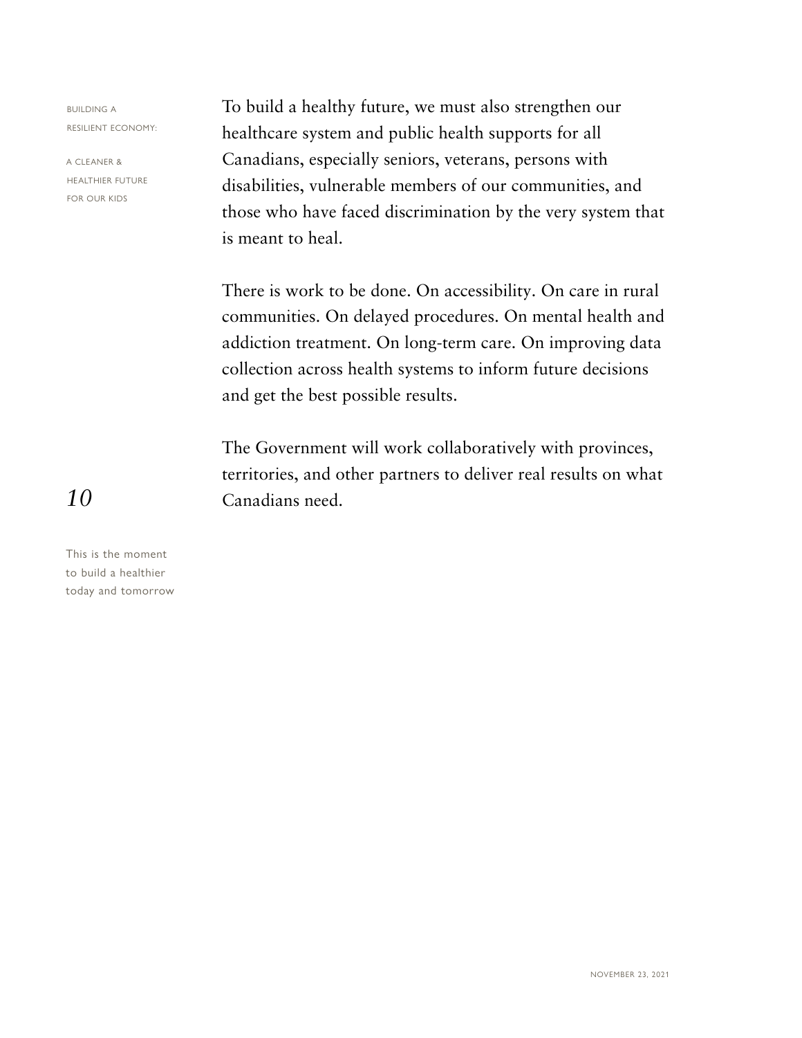To build a healthy future, we must also strengthen our healthcare system and public health supports for all Canadians, especially seniors, veterans, persons with disabilities, vulnerable members of our communities, and those who have faced discrimination by the very system that is meant to heal.

There is work to be done. On accessibility. On care in rural communities. On delayed procedures. On mental health and addiction treatment. On long-term care. On improving data collection across health systems to inform future decisions and get the best possible results.

The Government will work collaboratively with provinces, territories, and other partners to deliver real results on what Canadians need.

This is the moment to build a healthier today and tomorrow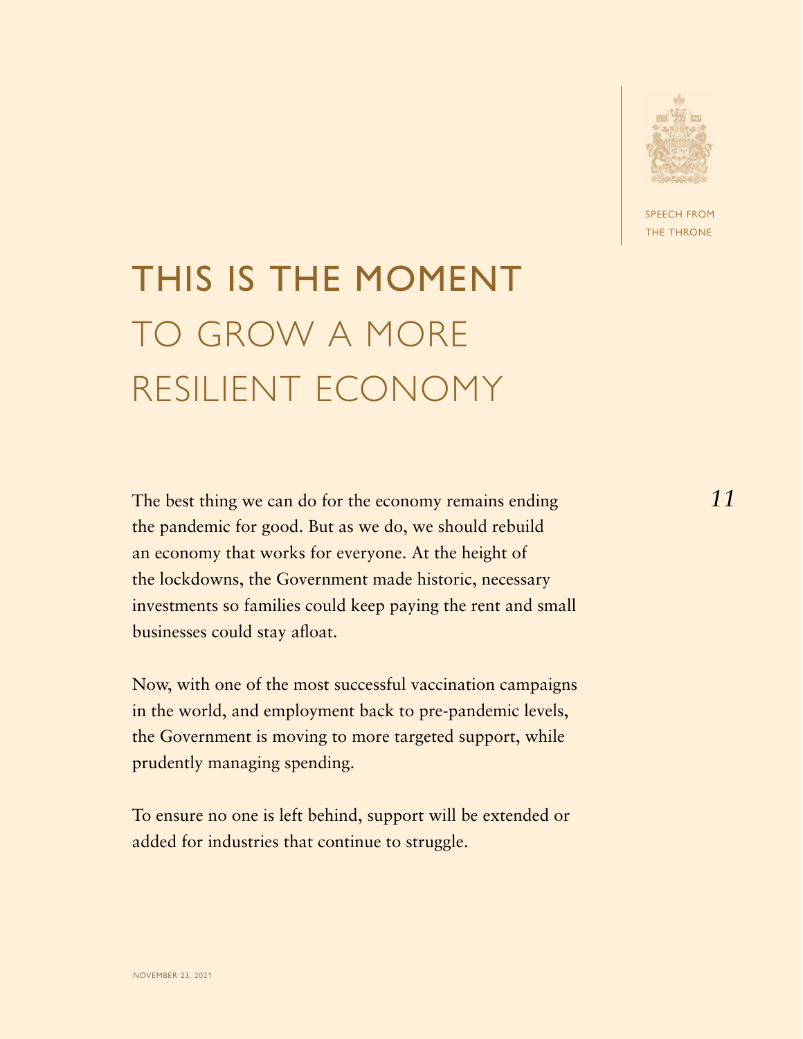# THIS IS THE MOMENT TO GROW A MORE RESILIENT ECONOMY

The best thing we can do for the economy remains ending the pandemic for good. But as we do, we should rebuild an economy that works for everyone. At the height of the lockdowns, the Government made historic, necessary investments so families could keep paying the rent and small businesses could stay afloat.

Now, with one of the most successful vaccination campaigns in the world, and employment back to pre-pandemic levels, the Government is moving to more targeted support, while prudently managing spending.

To ensure no one is left behind, support will be extended or added for industries that continue to struggle.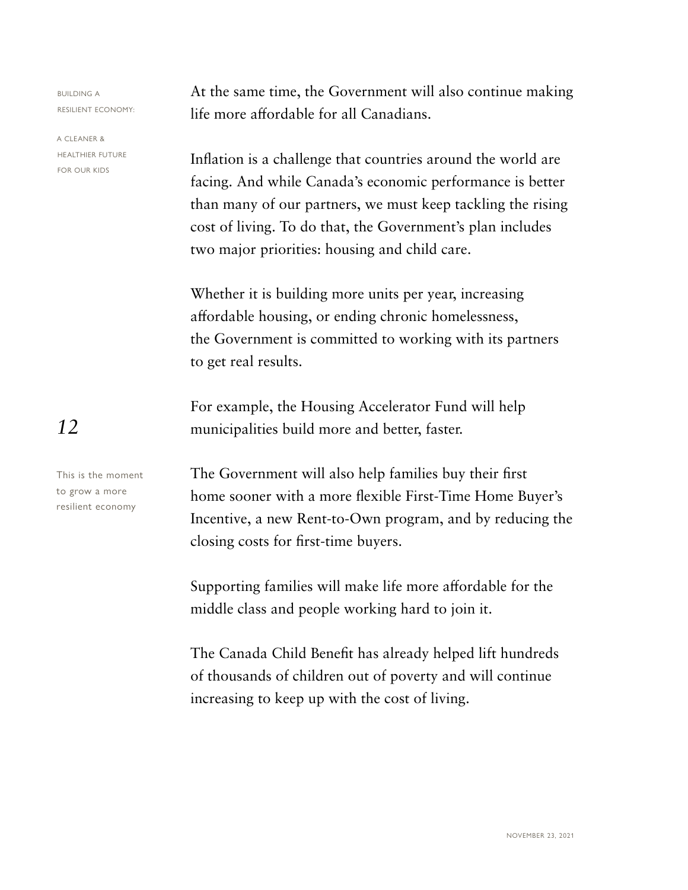At the same time, the Government will also continue making life more affordable for all Canadians.

Inflation is a challenge that countries around the world are facing. And while Canada's economic performance is better than many of our partners, we must keep tackling the rising cost of living. To do that, the Government's plan includes two major priorities: housing and child care.

Whether it is building more units per year, increasing affordable housing, or ending chronic homelessness, the Government is committed to working with its partners to get real results.

For example, the Housing Accelerator Fund will help municipalities build more and better, faster.

The Government will also help families buy their first home sooner with a more flexible First-Time Home Buyer's Incentive, a new Rent-to-Own program, and by reducing the closing costs for first-time buyers.

Supporting families will make life more affordable for the middle class and people working hard to join it.

The Canada Child Benefit has already helped lift hundreds of thousands of children out of poverty and will continue increasing to keep up with the cost of living.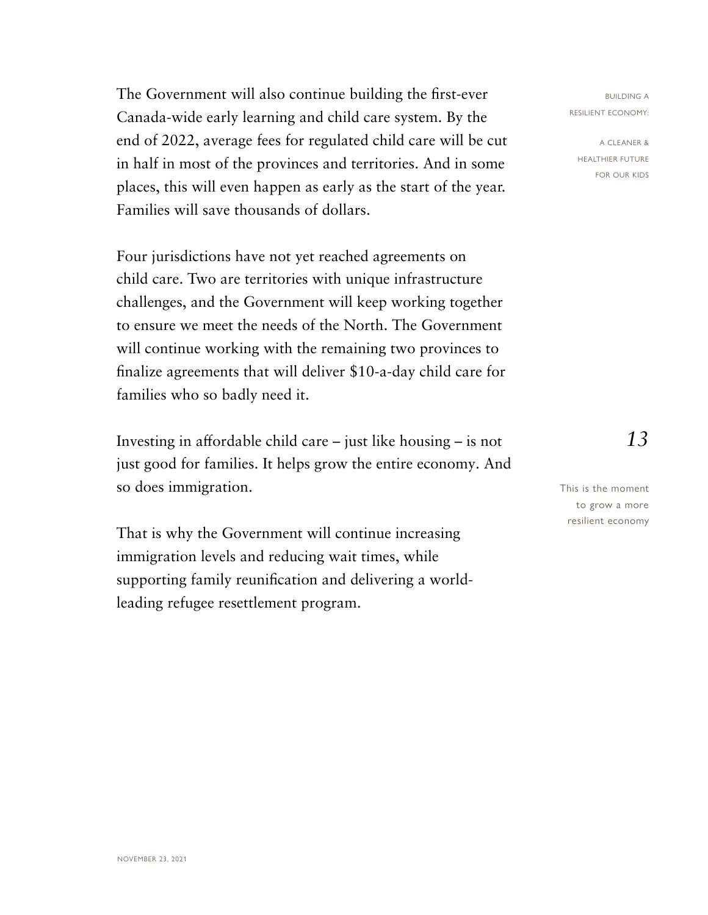The Government will also continue building the first-ever Canada-wide early learning and child care system. By the end of 2022, average fees for regulated child care will be cut in half in most of the provinces and territories. And in some places, this will even happen as early as the start of the year. Families will save thousands of dollars.

Four jurisdictions have not yet reached agreements on child care. Two are territories with unique infrastructure challenges, and the Government will keep working together to ensure we meet the needs of the North. The Government will continue working with the remaining two provinces to finalize agreements that will deliver $10-a-day child care for families who so badly need it.

Investing in affordable child care – just like housing – is not just good for families. It helps grow the entire economy. And so does immigration.

This is the moment to grow a more resilient economy

That is why the Government will continue increasing immigration levels and reducing wait times, while supporting family reunification and delivering a world-leading refugee resettlement program.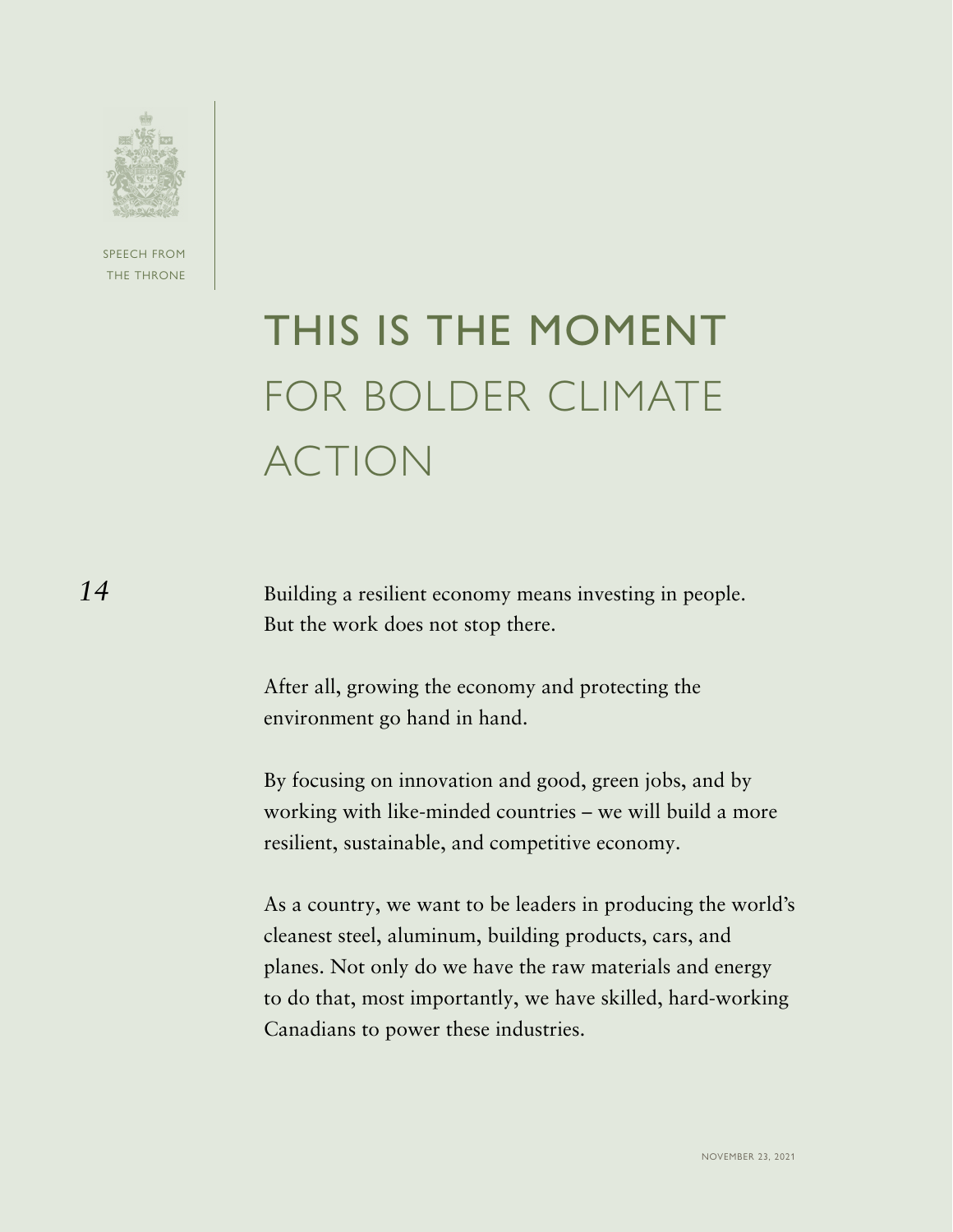# THIS IS THE MOMENT FOR BOLDER CLIMATE ACTION

Building a resilient economy means investing in people. But the work does not stop there.

After all, growing the economy and protecting the environment go hand in hand.

By focusing on innovation and good, green jobs, and by working with like-minded countries – we will build a more resilient, sustainable, and competitive economy.

As a country, we want to be leaders in producing the world's cleanest steel, aluminum, building products, cars, and planes. Not only do we have the raw materials and energy to do that, most importantly, we have skilled, hard-working Canadians to power these industries.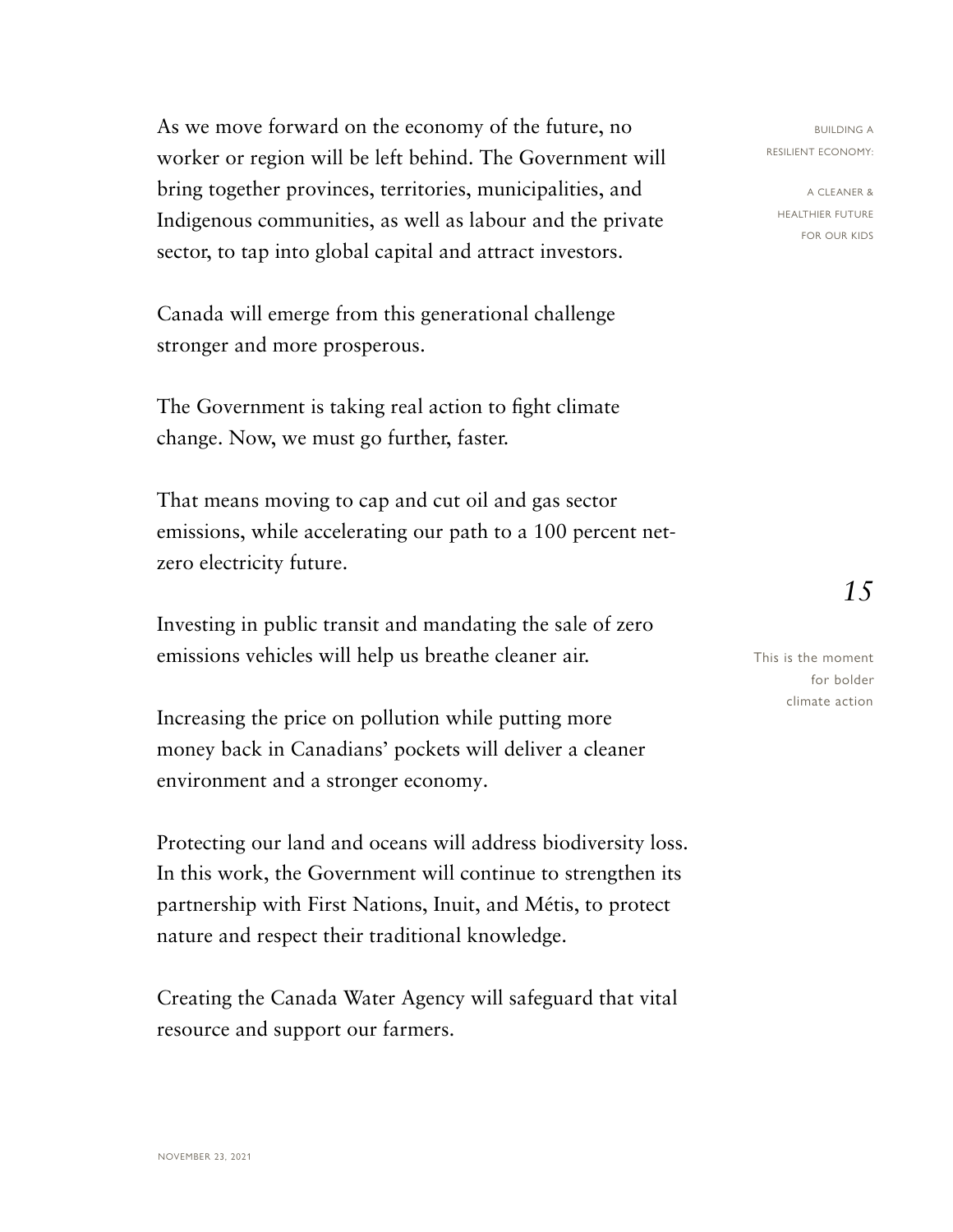As we move forward on the economy of the future, no worker or region will be left behind. The Government will bring together provinces, territories, municipalities, and Indigenous communities, as well as labour and the private sector, to tap into global capital and attract investors.

Canada will emerge from this generational challenge stronger and more prosperous.

*This is the moment for bolder climate action*

The Government is taking real action to fight climate change. Now, we must go further, faster.

That means moving to cap and cut oil and gas sector emissions, while accelerating our path to a 100 percent net-zero electricity future.

Investing in public transit and mandating the sale of zero emissions vehicles will help us breathe cleaner air.

Increasing the price on pollution while putting more money back in Canadians' pockets will deliver a cleaner environment and a stronger economy.

Protecting our land and oceans will address biodiversity loss. In this work, the Government will continue to strengthen its partnership with First Nations, Inuit, and Métis, to protect nature and respect their traditional knowledge.

Creating the Canada Water Agency will safeguard that vital resource and support our farmers.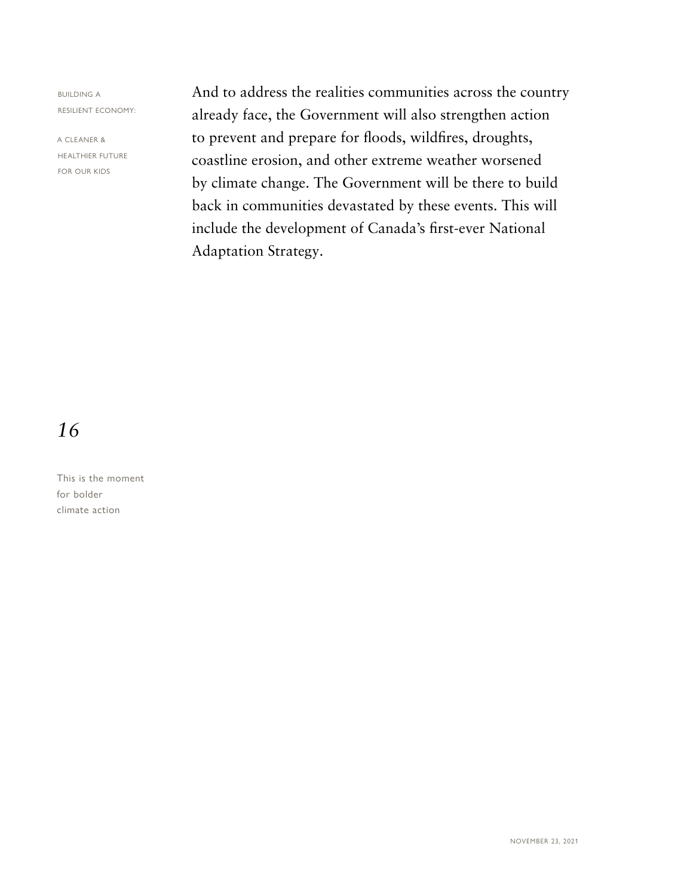And to address the realities communities across the country already face, the Government will also strengthen action to prevent and prepare for floods, wildfires, droughts, coastline erosion, and other extreme weather worsened by climate change. The Government will be there to build back in communities devastated by these events. This will include the development of Canada's first-ever National Adaptation Strategy.

*16*

This is the moment for bolder climate action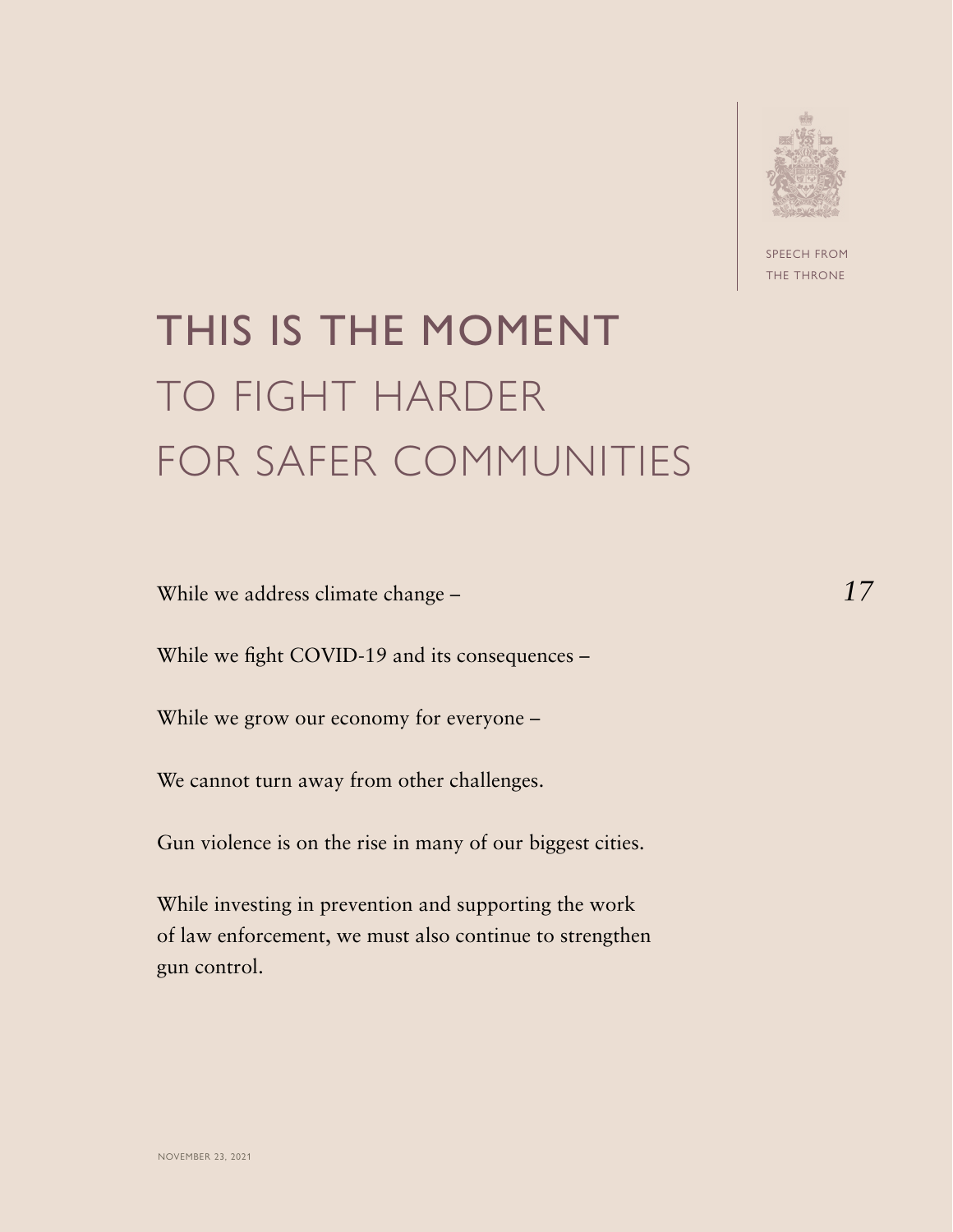# THIS IS THE MOMENT TO FIGHT HARDER FOR SAFER COMMUNITIES

While we address climate change –

While we fight COVID-19 and its consequences –

While we grow our economy for everyone –

We cannot turn away from other challenges.

Gun violence is on the rise in many of our biggest cities.

While investing in prevention and supporting the work of law enforcement, we must also continue to strengthen gun control.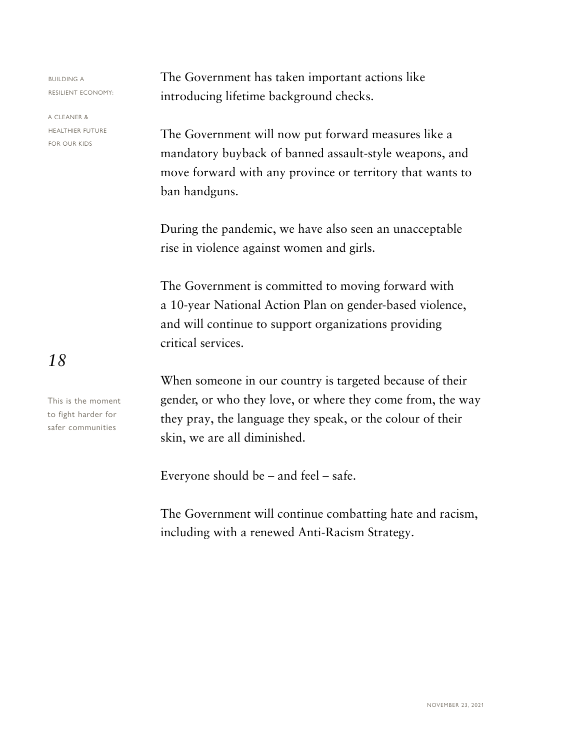The Government has taken important actions like introducing lifetime background checks.

The Government will now put forward measures like a mandatory buyback of banned assault-style weapons, and move forward with any province or territory that wants to ban handguns.

During the pandemic, we have also seen an unacceptable rise in violence against women and girls.

The Government is committed to moving forward with a 10-year National Action Plan on gender-based violence, and will continue to support organizations providing critical services.

This is the moment to fight harder for safer communities

When someone in our country is targeted because of their gender, or who they love, or where they come from, the way they pray, the language they speak, or the colour of their skin, we are all diminished.

Everyone should be – and feel – safe.

The Government will continue combatting hate and racism, including with a renewed Anti-Racism Strategy.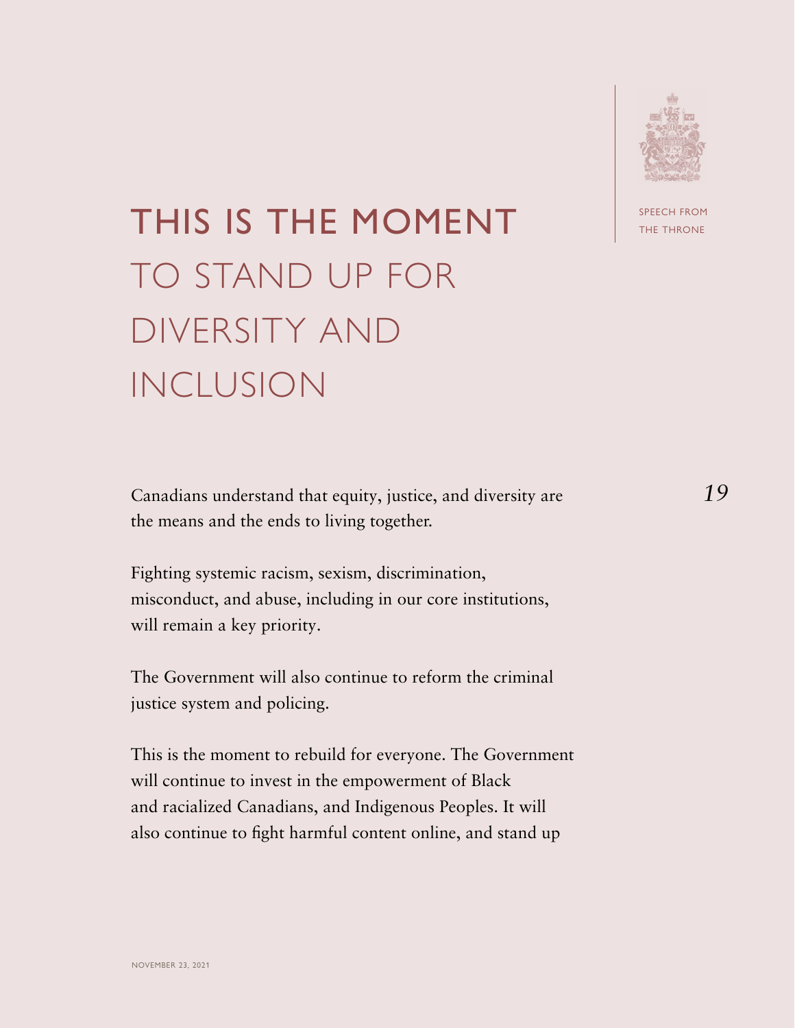# THIS IS THE MOMENT TO STAND UP FOR DIVERSITY AND INCLUSION

Canadians understand that equity, justice, and diversity are the means and the ends to living together.

Fighting systemic racism, sexism, discrimination, misconduct, and abuse, including in our core institutions, will remain a key priority.

The Government will also continue to reform the criminal justice system and policing.

This is the moment to rebuild for everyone. The Government will continue to invest in the empowerment of Black and racialized Canadians, and Indigenous Peoples. It will also continue to fight harmful content online, and stand up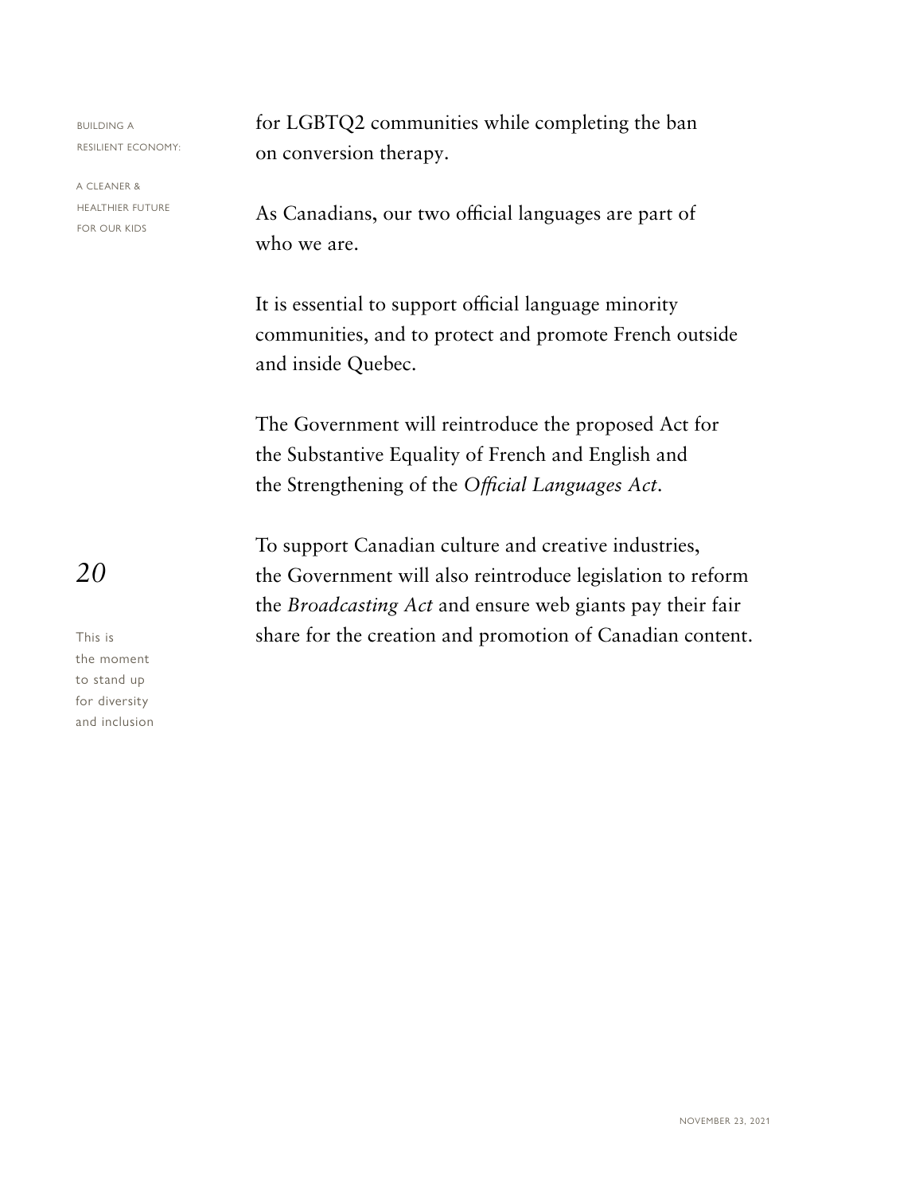for LGBTQ2 communities while completing the ban on conversion therapy.

As Canadians, our two official languages are part of who we are.

It is essential to support official language minority communities, and to protect and promote French outside and inside Quebec.

The Government will reintroduce the proposed Act for the Substantive Equality of French and English and the Strengthening of the *Official Languages Act*.

To support Canadian culture and creative industries, the Government will also reintroduce legislation to reform the *Broadcasting Act* and ensure web giants pay their fair share for the creation and promotion of Canadian content.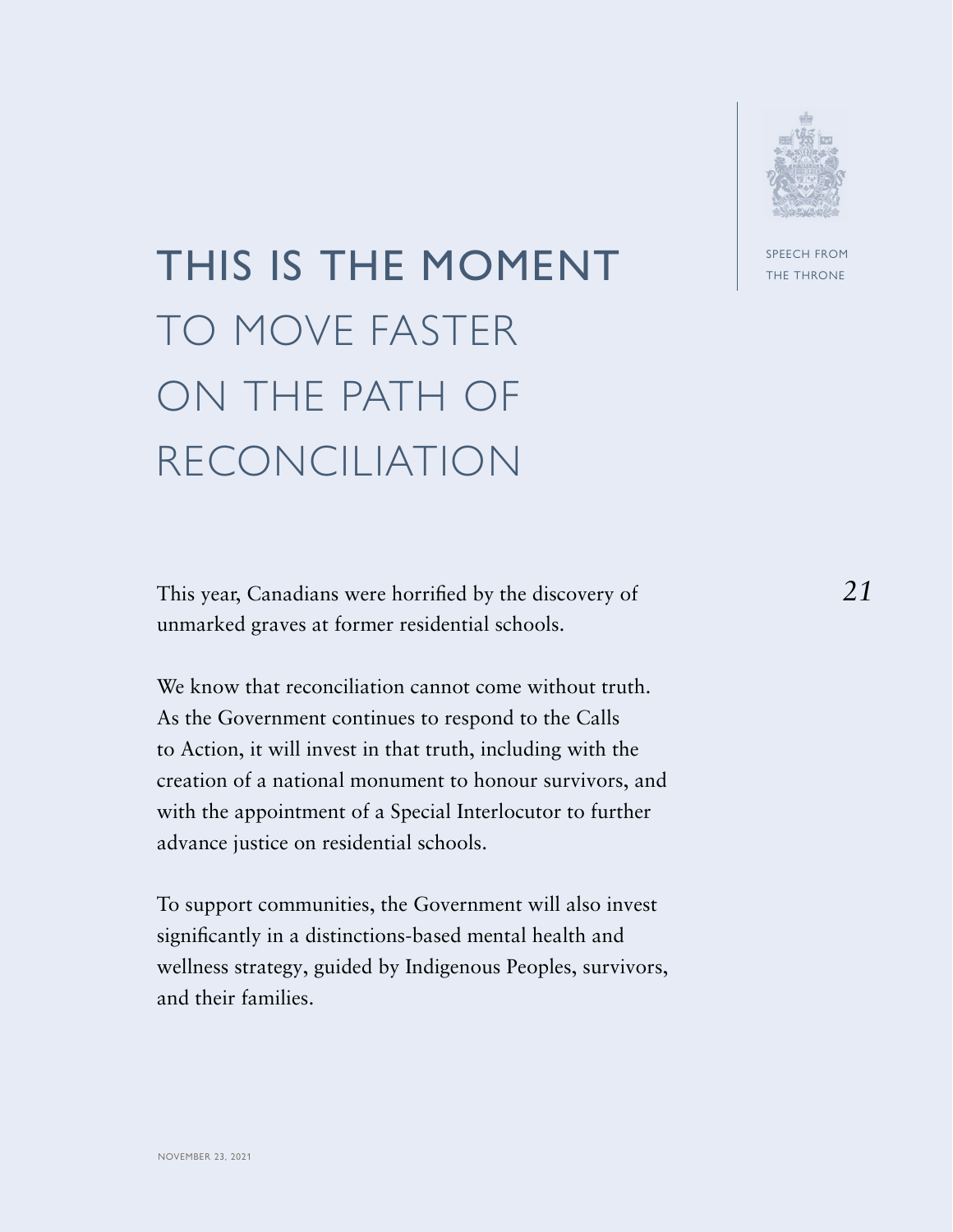# THIS IS THE MOMENT TO MOVE FASTER ON THE PATH OF RECONCILIATION

This year, Canadians were horrified by the discovery of unmarked graves at former residential schools.

We know that reconciliation cannot come without truth. As the Government continues to respond to the Calls to Action, it will invest in that truth, including with the creation of a national monument to honour survivors, and with the appointment of a Special Interlocutor to further advance justice on residential schools.

To support communities, the Government will also invest significantly in a distinctions-based mental health and wellness strategy, guided by Indigenous Peoples, survivors, and their families.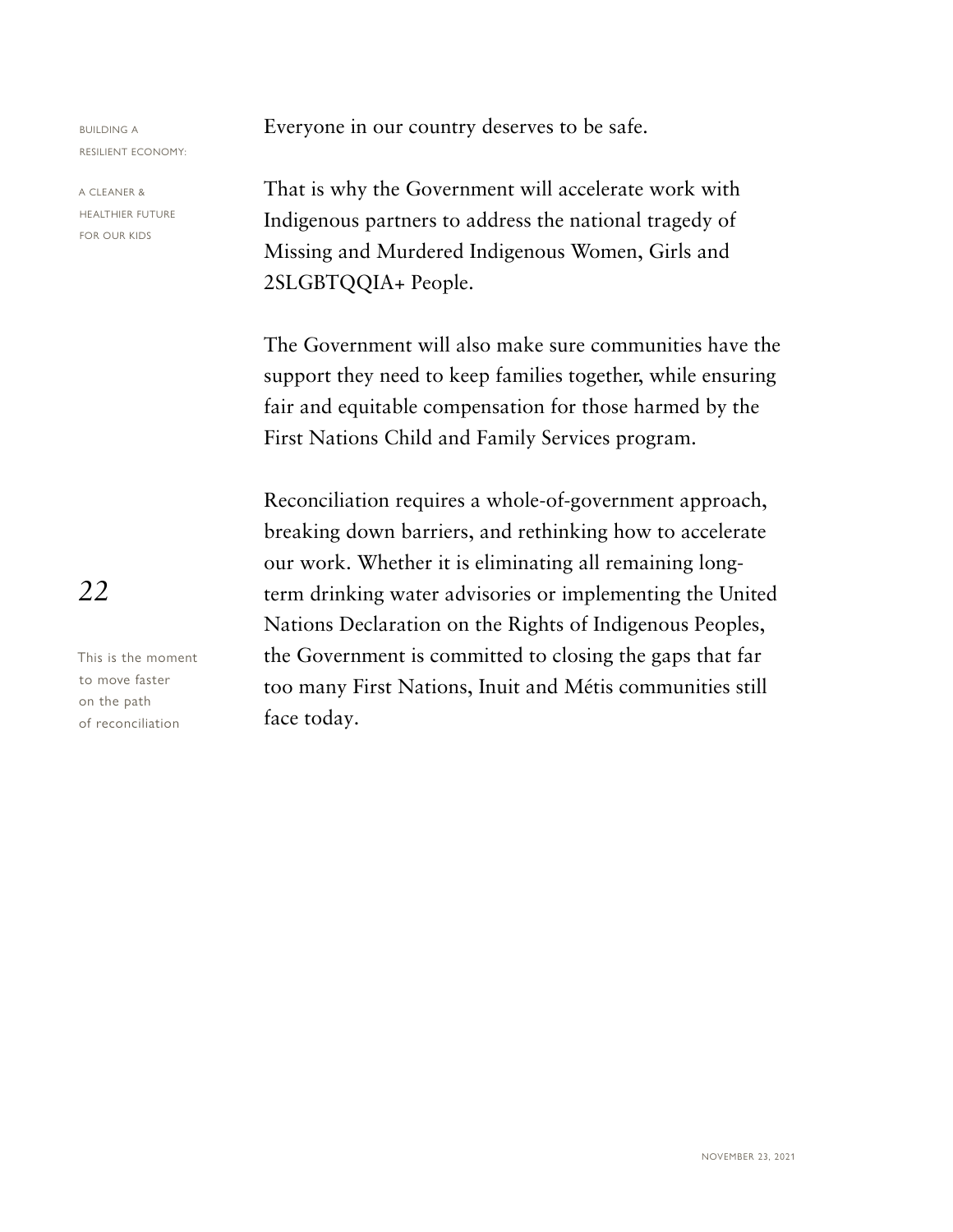Everyone in our country deserves to be safe.

That is why the Government will accelerate work with Indigenous partners to address the national tragedy of Missing and Murdered Indigenous Women, Girls and 2SLGBTQQIA+ People.

The Government will also make sure communities have the support they need to keep families together, while ensuring fair and equitable compensation for those harmed by the First Nations Child and Family Services program.

*This is the moment to move faster on the path of reconciliation*

Reconciliation requires a whole-of-government approach, breaking down barriers, and rethinking how to accelerate our work. Whether it is eliminating all remaining long-term drinking water advisories or implementing the United Nations Declaration on the Rights of Indigenous Peoples, the Government is committed to closing the gaps that far too many First Nations, Inuit and Métis communities still face today.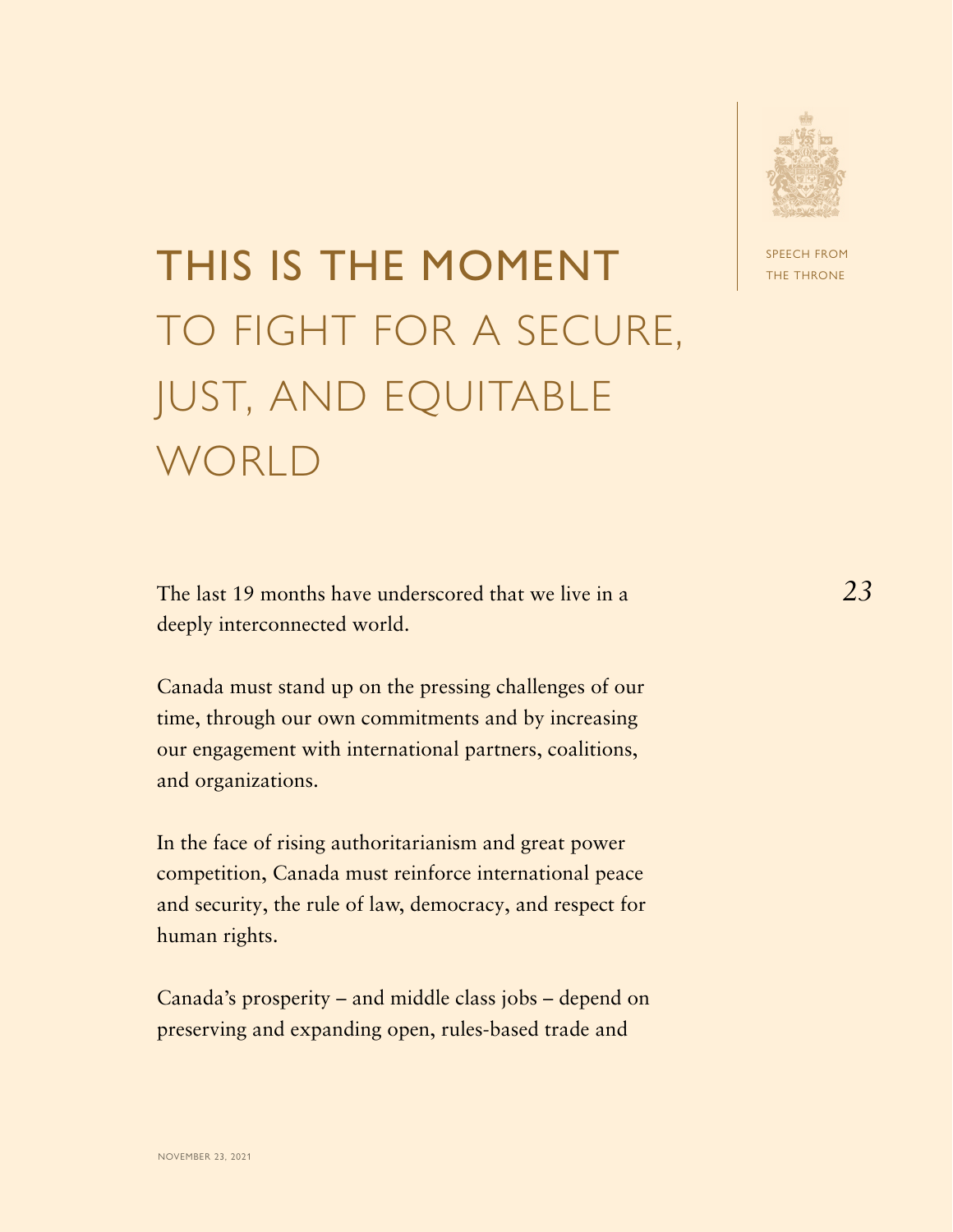# THIS IS THE MOMENT TO FIGHT FOR A SECURE, JUST, AND EQUITABLE WORLD

The last 19 months have underscored that we live in a deeply interconnected world.

Canada must stand up on the pressing challenges of our time, through our own commitments and by increasing our engagement with international partners, coalitions, and organizations.

In the face of rising authoritarianism and great power competition, Canada must reinforce international peace and security, the rule of law, democracy, and respect for human rights.

Canada's prosperity – and middle class jobs – depend on preserving and expanding open, rules-based trade and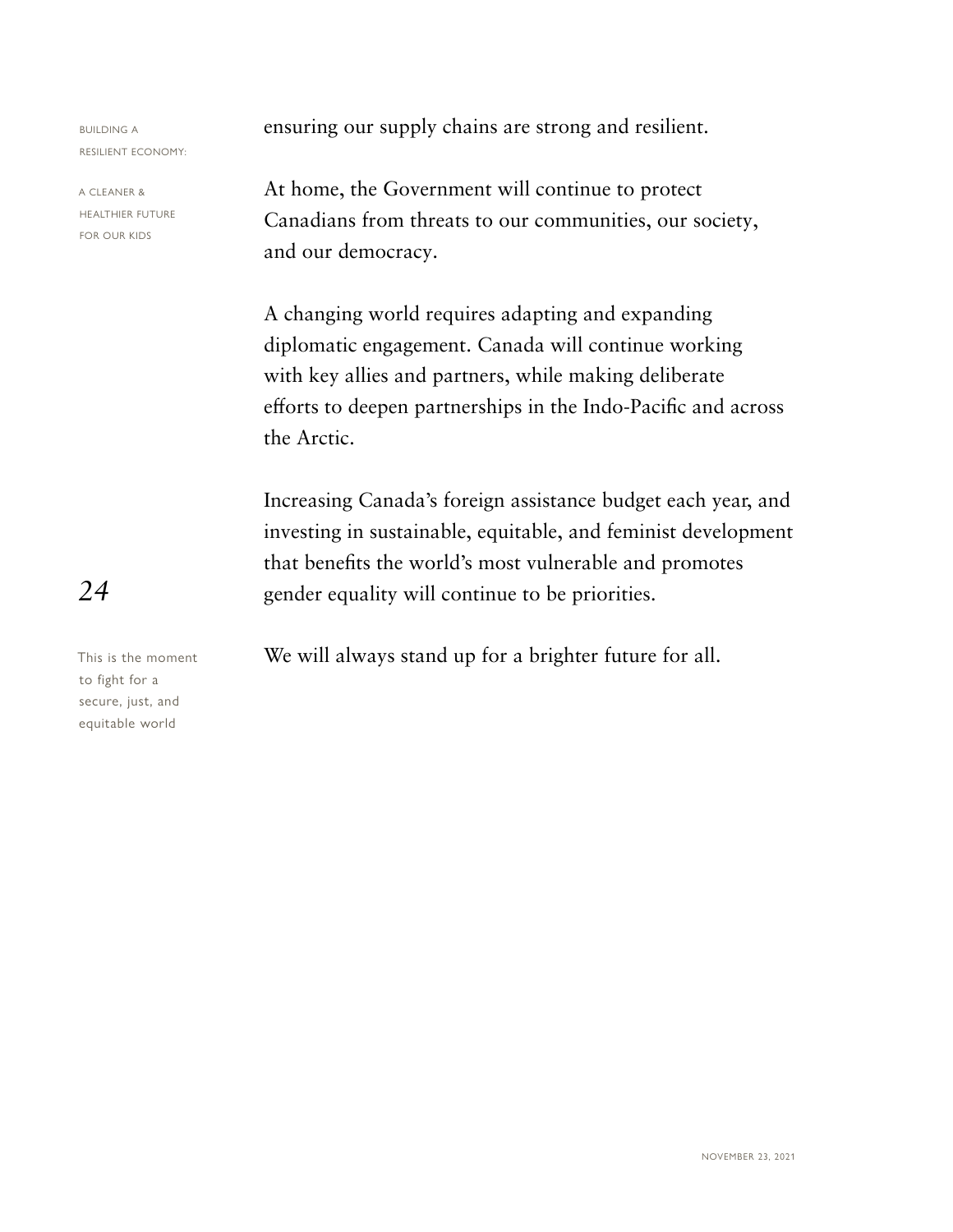ensuring our supply chains are strong and resilient.

At home, the Government will continue to protect Canadians from threats to our communities, our society, and our democracy.

A changing world requires adapting and expanding diplomatic engagement. Canada will continue working with key allies and partners, while making deliberate efforts to deepen partnerships in the Indo-Pacific and across the Arctic.

Increasing Canada's foreign assistance budget each year, and investing in sustainable, equitable, and feminist development that benefits the world's most vulnerable and promotes gender equality will continue to be priorities.

We will always stand up for a brighter future for all.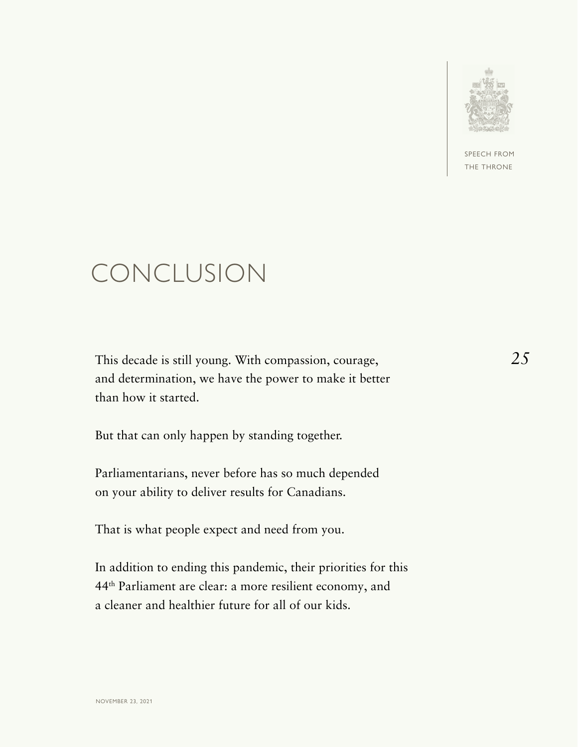# CONCLUSION

This decade is still young. With compassion, courage, and determination, we have the power to make it better than how it started.

But that can only happen by standing together.

Parliamentarians, never before has so much depended on your ability to deliver results for Canadians.

That is what people expect and need from you.

In addition to ending this pandemic, their priorities for this 44th Parliament are clear: a more resilient economy, and a cleaner and healthier future for all of our kids.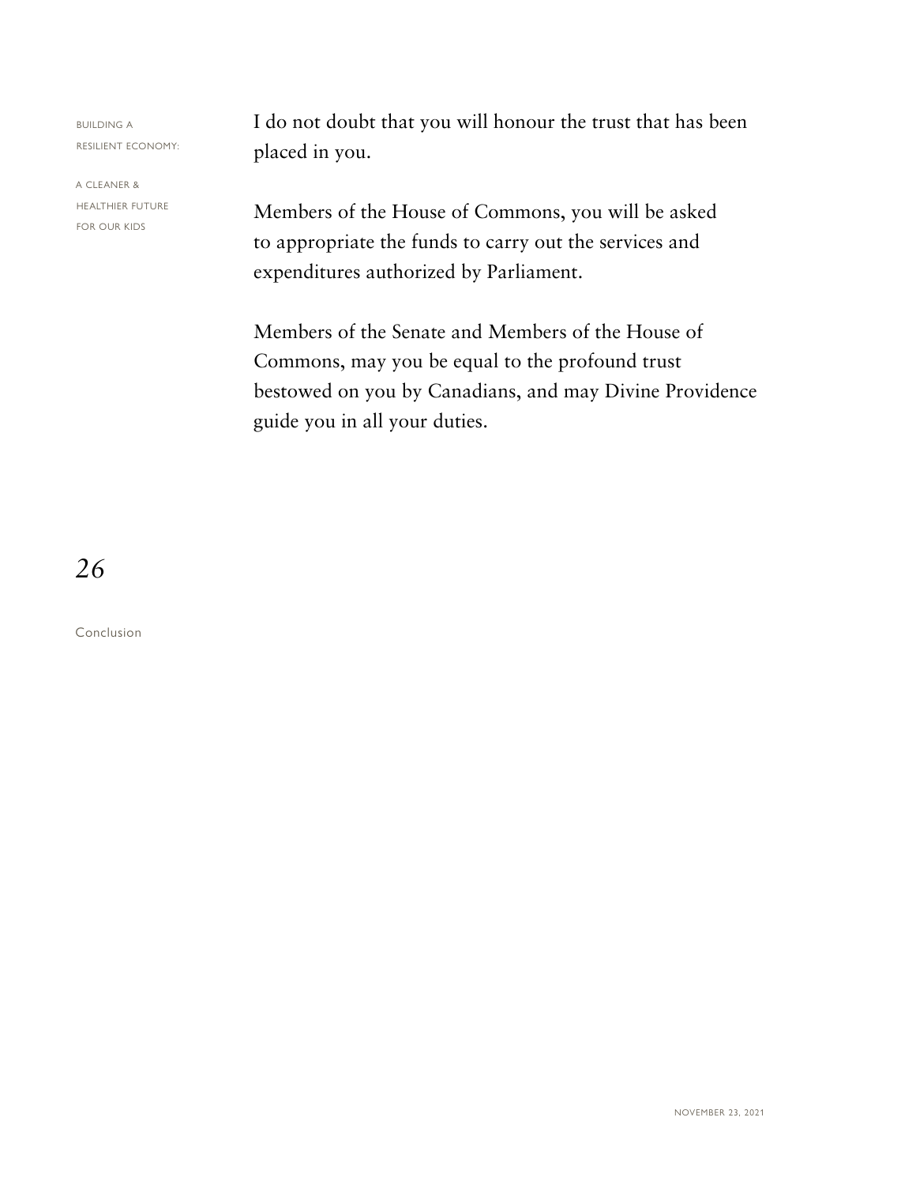I do not doubt that you will honour the trust that has been placed in you.

Members of the House of Commons, you will be asked to appropriate the funds to carry out the services and expenditures authorized by Parliament.

Members of the Senate and Members of the House of Commons, may you be equal to the profound trust bestowed on you by Canadians, and may Divine Providence guide you in all your duties.